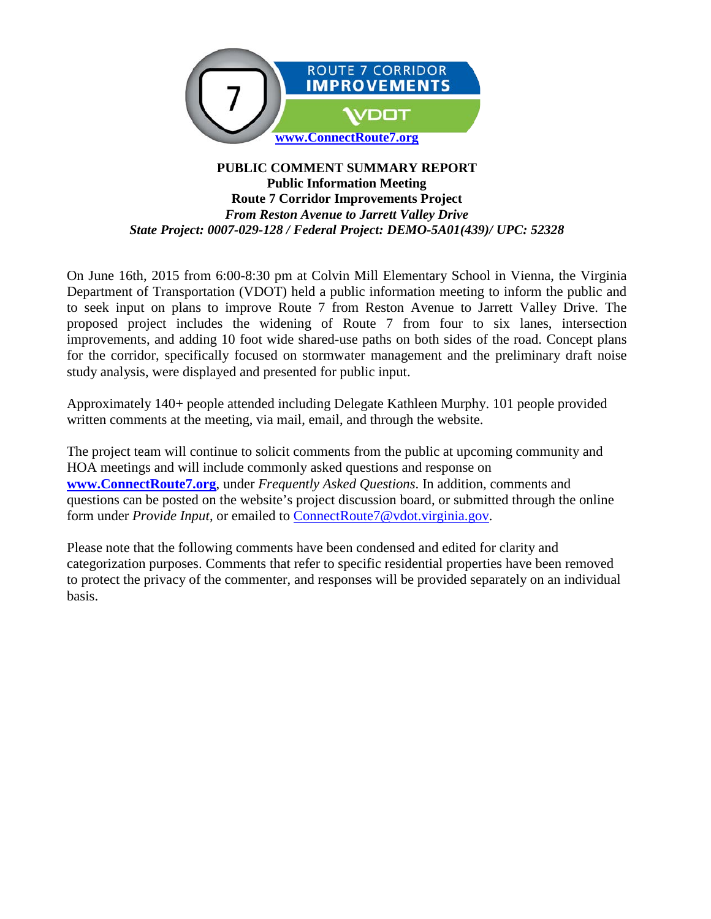ROUTE 7 CORRIDOR IMPROVEMENTS

VDOT

**[www.ConnectRoute7.org](http://www.ConnectRoute7.org)**

**PUBLIC COMMENT SUMMARY REPORT**
**Public Information Meeting**
**Route 7 Corridor Improvements Project**
***From Reston Avenue to Jarrett Valley Drive***
***State Project: 0007-029-128 / Federal Project: DEMO-5A01(439)/ UPC: 52328***

On June 16th, 2015 from 6:00-8:30 pm at Colvin Mill Elementary School in Vienna, the Virginia Department of Transportation (VDOT) held a public information meeting to inform the public and to seek input on plans to improve Route 7 from Reston Avenue to Jarrett Valley Drive. The proposed project includes the widening of Route 7 from four to six lanes, intersection improvements, and adding 10 foot wide shared-use paths on both sides of the road. Concept plans for the corridor, specifically focused on stormwater management and the preliminary draft noise study analysis, were displayed and presented for public input.

Approximately 140+ people attended including Delegate Kathleen Murphy. 101 people provided written comments at the meeting, via mail, email, and through the website.

The project team will continue to solicit comments from the public at upcoming community and HOA meetings and will include commonly asked questions and response on **[www.ConnectRoute7.org](http://www.ConnectRoute7.org)**, under *Frequently Asked Questions*. In addition, comments and questions can be posted on the website's project discussion board, or submitted through the online form under *Provide Input*, or emailed to [ConnectRoute7@vdot.virginia.gov](mailto:ConnectRoute7@vdot.virginia.gov).

Please note that the following comments have been condensed and edited for clarity and categorization purposes. Comments that refer to specific residential properties have been removed to protect the privacy of the commenter, and responses will be provided separately on an individual basis.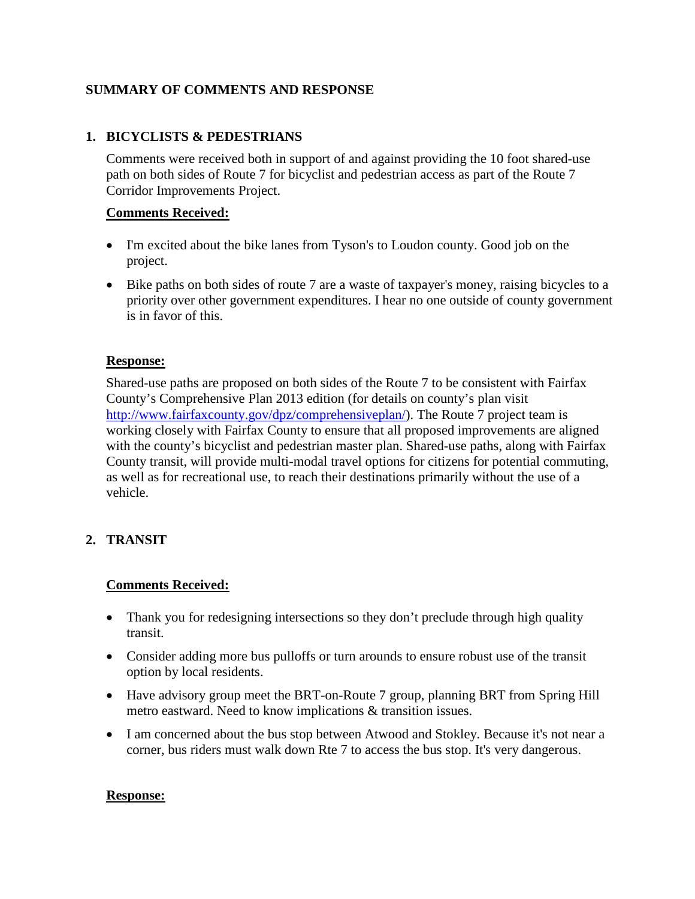## SUMMARY OF COMMENTS AND RESPONSE

### 1. BICYCLISTS & PEDESTRIANS

Comments were received both in support of and against providing the 10 foot shared-use path on both sides of Route 7 for bicyclist and pedestrian access as part of the Route 7 Corridor Improvements Project.

**Comments Received:**

- I'm excited about the bike lanes from Tyson's to Loudon county. Good job on the project.
- Bike paths on both sides of route 7 are a waste of taxpayer's money, raising bicycles to a priority over other government expenditures. I hear no one outside of county government is in favor of this.

**Response:**

Shared-use paths are proposed on both sides of the Route 7 to be consistent with Fairfax County's Comprehensive Plan 2013 edition (for details on county's plan visit [http://www.fairfaxcounty.gov/dpz/comprehensiveplan/](http://www.fairfaxcounty.gov/dpz/comprehensiveplan/)). The Route 7 project team is working closely with Fairfax County to ensure that all proposed improvements are aligned with the county's bicyclist and pedestrian master plan. Shared-use paths, along with Fairfax County transit, will provide multi-modal travel options for citizens for potential commuting, as well as for recreational use, to reach their destinations primarily without the use of a vehicle.

### 2. TRANSIT

**Comments Received:**

- Thank you for redesigning intersections so they don't preclude through high quality transit.
- Consider adding more bus pulloffs or turn arounds to ensure robust use of the transit option by local residents.
- Have advisory group meet the BRT-on-Route 7 group, planning BRT from Spring Hill metro eastward. Need to know implications & transition issues.
- I am concerned about the bus stop between Atwood and Stokley. Because it's not near a corner, bus riders must walk down Rte 7 to access the bus stop. It's very dangerous.

**Response:**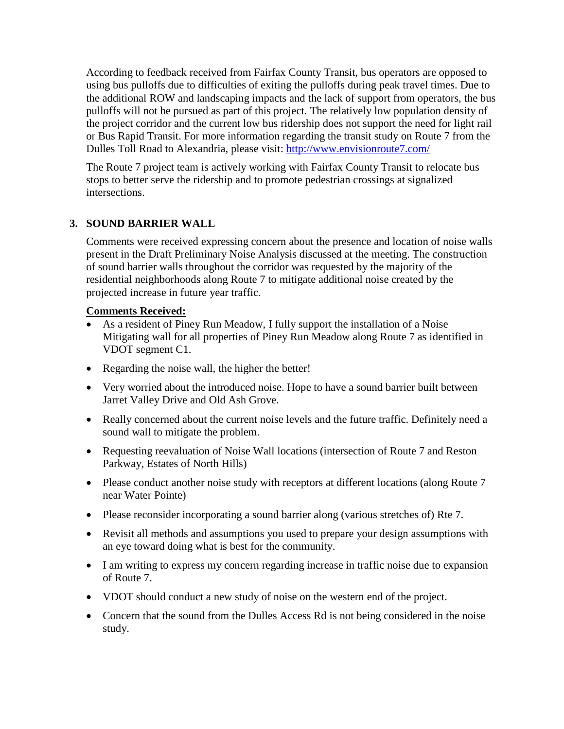According to feedback received from Fairfax County Transit, bus operators are opposed to using bus pulloffs due to difficulties of exiting the pulloffs during peak travel times. Due to the additional ROW and landscaping impacts and the lack of support from operators, the bus pulloffs will not be pursued as part of this project. The relatively low population density of the project corridor and the current low bus ridership does not support the need for light rail or Bus Rapid Transit. For more information regarding the transit study on Route 7 from the Dulles Toll Road to Alexandria, please visit: [http://www.envisionroute7.com/](http://www.envisionroute7.com/)

The Route 7 project team is actively working with Fairfax County Transit to relocate bus stops to better serve the ridership and to promote pedestrian crossings at signalized intersections.

## 3. SOUND BARRIER WALL

Comments were received expressing concern about the presence and location of noise walls present in the Draft Preliminary Noise Analysis discussed at the meeting. The construction of sound barrier walls throughout the corridor was requested by the majority of the residential neighborhoods along Route 7 to mitigate additional noise created by the projected increase in future year traffic.

**Comments Received:**

- As a resident of Piney Run Meadow, I fully support the installation of a Noise Mitigating wall for all properties of Piney Run Meadow along Route 7 as identified in VDOT segment C1.
- Regarding the noise wall, the higher the better!
- Very worried about the introduced noise. Hope to have a sound barrier built between Jarret Valley Drive and Old Ash Grove.
- Really concerned about the current noise levels and the future traffic. Definitely need a sound wall to mitigate the problem.
- Requesting reevaluation of Noise Wall locations (intersection of Route 7 and Reston Parkway, Estates of North Hills)
- Please conduct another noise study with receptors at different locations (along Route 7 near Water Pointe)
- Please reconsider incorporating a sound barrier along (various stretches of) Rte 7.
- Revisit all methods and assumptions you used to prepare your design assumptions with an eye toward doing what is best for the community.
- I am writing to express my concern regarding increase in traffic noise due to expansion of Route 7.
- VDOT should conduct a new study of noise on the western end of the project.
- Concern that the sound from the Dulles Access Rd is not being considered in the noise study.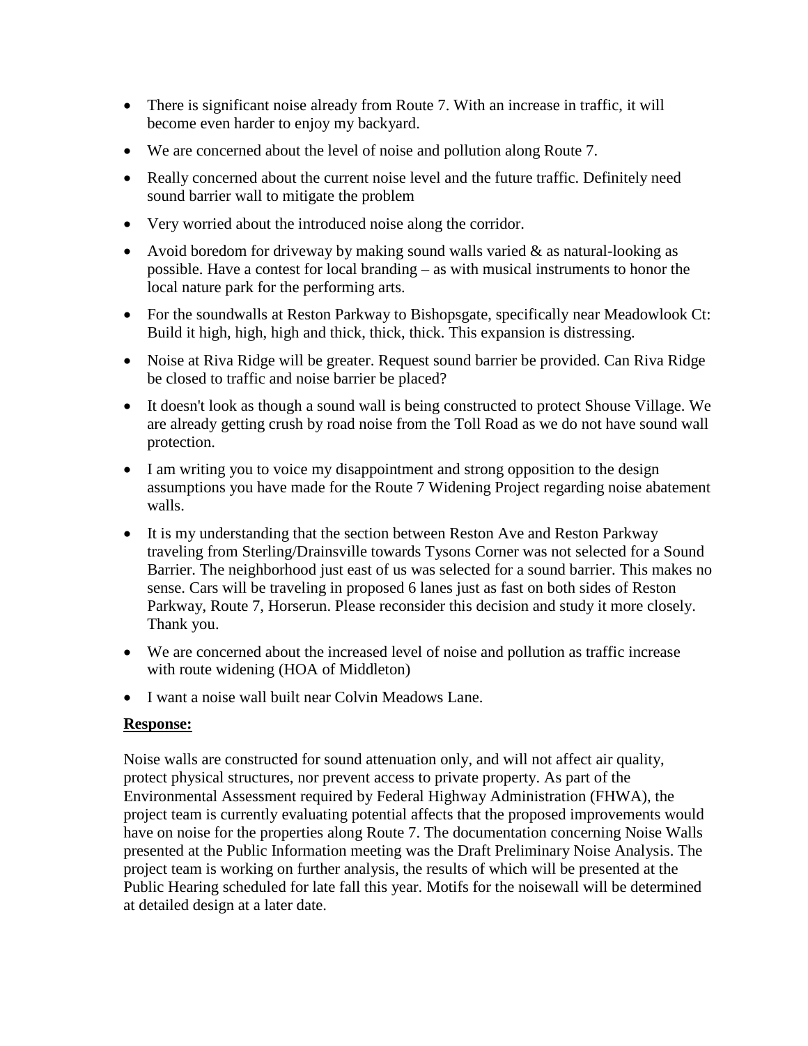- There is significant noise already from Route 7. With an increase in traffic, it will become even harder to enjoy my backyard.
- We are concerned about the level of noise and pollution along Route 7.
- Really concerned about the current noise level and the future traffic. Definitely need sound barrier wall to mitigate the problem
- Very worried about the introduced noise along the corridor.
- Avoid boredom for driveway by making sound walls varied & as natural-looking as possible. Have a contest for local branding – as with musical instruments to honor the local nature park for the performing arts.
- For the soundwalls at Reston Parkway to Bishopsgate, specifically near Meadowlook Ct: Build it high, high, high and thick, thick, thick. This expansion is distressing.
- Noise at Riva Ridge will be greater. Request sound barrier be provided. Can Riva Ridge be closed to traffic and noise barrier be placed?
- It doesn't look as though a sound wall is being constructed to protect Shouse Village. We are already getting crush by road noise from the Toll Road as we do not have sound wall protection.
- I am writing you to voice my disappointment and strong opposition to the design assumptions you have made for the Route 7 Widening Project regarding noise abatement walls.
- It is my understanding that the section between Reston Ave and Reston Parkway traveling from Sterling/Drainsville towards Tysons Corner was not selected for a Sound Barrier. The neighborhood just east of us was selected for a sound barrier. This makes no sense. Cars will be traveling in proposed 6 lanes just as fast on both sides of Reston Parkway, Route 7, Horserun. Please reconsider this decision and study it more closely. Thank you.
- We are concerned about the increased level of noise and pollution as traffic increase with route widening (HOA of Middleton)
- I want a noise wall built near Colvin Meadows Lane.

**Response:**

Noise walls are constructed for sound attenuation only, and will not affect air quality, protect physical structures, nor prevent access to private property. As part of the Environmental Assessment required by Federal Highway Administration (FHWA), the project team is currently evaluating potential affects that the proposed improvements would have on noise for the properties along Route 7. The documentation concerning Noise Walls presented at the Public Information meeting was the Draft Preliminary Noise Analysis. The project team is working on further analysis, the results of which will be presented at the Public Hearing scheduled for late fall this year. Motifs for the noisewall will be determined at detailed design at a later date.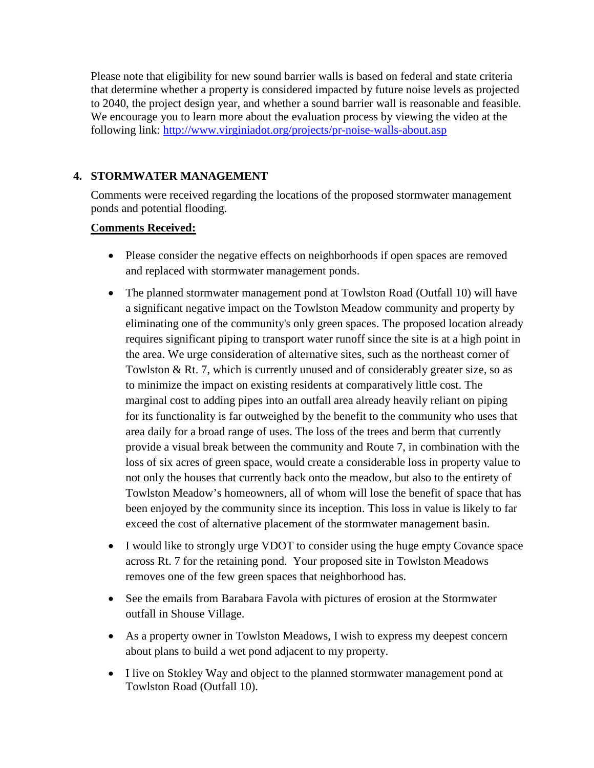Please note that eligibility for new sound barrier walls is based on federal and state criteria that determine whether a property is considered impacted by future noise levels as projected to 2040, the project design year, and whether a sound barrier wall is reasonable and feasible. We encourage you to learn more about the evaluation process by viewing the video at the following link: http://www.virginiadot.org/projects/pr-noise-walls-about.asp

## 4. STORMWATER MANAGEMENT

Comments were received regarding the locations of the proposed stormwater management ponds and potential flooding.

**Comments Received:**

- Please consider the negative effects on neighborhoods if open spaces are removed and replaced with stormwater management ponds.
- The planned stormwater management pond at Towlston Road (Outfall 10) will have a significant negative impact on the Towlston Meadow community and property by eliminating one of the community's only green spaces. The proposed location already requires significant piping to transport water runoff since the site is at a high point in the area. We urge consideration of alternative sites, such as the northeast corner of Towlston & Rt. 7, which is currently unused and of considerably greater size, so as to minimize the impact on existing residents at comparatively little cost. The marginal cost to adding pipes into an outfall area already heavily reliant on piping for its functionality is far outweighed by the benefit to the community who uses that area daily for a broad range of uses. The loss of the trees and berm that currently provide a visual break between the community and Route 7, in combination with the loss of six acres of green space, would create a considerable loss in property value to not only the houses that currently back onto the meadow, but also to the entirety of Towlston Meadow's homeowners, all of whom will lose the benefit of space that has been enjoyed by the community since its inception. This loss in value is likely to far exceed the cost of alternative placement of the stormwater management basin.
- I would like to strongly urge VDOT to consider using the huge empty Covance space across Rt. 7 for the retaining pond. Your proposed site in Towlston Meadows removes one of the few green spaces that neighborhood has.
- See the emails from Barabara Favola with pictures of erosion at the Stormwater outfall in Shouse Village.
- As a property owner in Towlston Meadows, I wish to express my deepest concern about plans to build a wet pond adjacent to my property.
- I live on Stokley Way and object to the planned stormwater management pond at Towlston Road (Outfall 10).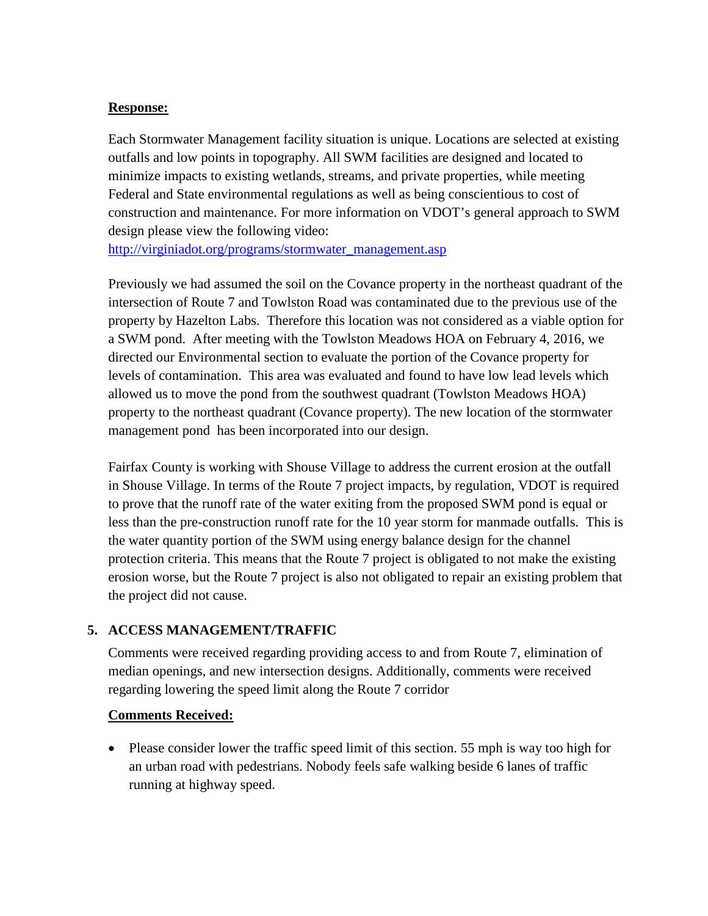**Response:**

Each Stormwater Management facility situation is unique. Locations are selected at existing outfalls and low points in topography. All SWM facilities are designed and located to minimize impacts to existing wetlands, streams, and private properties, while meeting Federal and State environmental regulations as well as being conscientious to cost of construction and maintenance. For more information on VDOT's general approach to SWM design please view the following video:
http://virginiadot.org/programs/stormwater_management.asp

Previously we had assumed the soil on the Covance property in the northeast quadrant of the intersection of Route 7 and Towlston Road was contaminated due to the previous use of the property by Hazelton Labs. Therefore this location was not considered as a viable option for a SWM pond. After meeting with the Towlston Meadows HOA on February 4, 2016, we directed our Environmental section to evaluate the portion of the Covance property for levels of contamination. This area was evaluated and found to have low lead levels which allowed us to move the pond from the southwest quadrant (Towlston Meadows HOA) property to the northeast quadrant (Covance property). The new location of the stormwater management pond has been incorporated into our design.

Fairfax County is working with Shouse Village to address the current erosion at the outfall in Shouse Village. In terms of the Route 7 project impacts, by regulation, VDOT is required to prove that the runoff rate of the water exiting from the proposed SWM pond is equal or less than the pre-construction runoff rate for the 10 year storm for manmade outfalls. This is the water quantity portion of the SWM using energy balance design for the channel protection criteria. This means that the Route 7 project is obligated to not make the existing erosion worse, but the Route 7 project is also not obligated to repair an existing problem that the project did not cause.

## 5. ACCESS MANAGEMENT/TRAFFIC

Comments were received regarding providing access to and from Route 7, elimination of median openings, and new intersection designs. Additionally, comments were received regarding lowering the speed limit along the Route 7 corridor

**Comments Received:**

- Please consider lower the traffic speed limit of this section. 55 mph is way too high for an urban road with pedestrians. Nobody feels safe walking beside 6 lanes of traffic running at highway speed.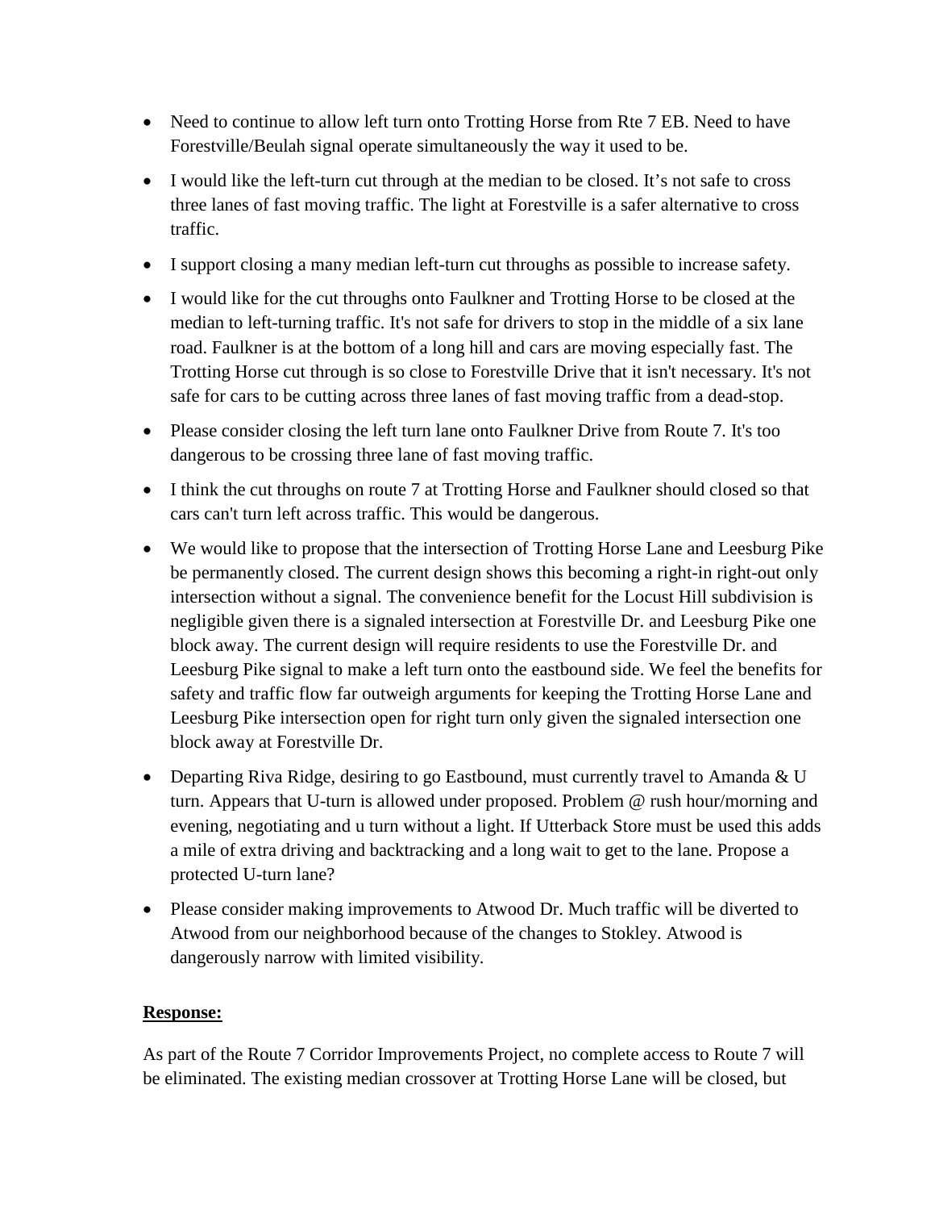- Need to continue to allow left turn onto Trotting Horse from Rte 7 EB. Need to have Forestville/Beulah signal operate simultaneously the way it used to be.
- I would like the left-turn cut through at the median to be closed. It's not safe to cross three lanes of fast moving traffic. The light at Forestville is a safer alternative to cross traffic.
- I support closing a many median left-turn cut throughs as possible to increase safety.
- I would like for the cut throughs onto Faulkner and Trotting Horse to be closed at the median to left-turning traffic. It's not safe for drivers to stop in the middle of a six lane road. Faulkner is at the bottom of a long hill and cars are moving especially fast. The Trotting Horse cut through is so close to Forestville Drive that it isn't necessary. It's not safe for cars to be cutting across three lanes of fast moving traffic from a dead-stop.
- Please consider closing the left turn lane onto Faulkner Drive from Route 7. It's too dangerous to be crossing three lane of fast moving traffic.
- I think the cut throughs on route 7 at Trotting Horse and Faulkner should closed so that cars can't turn left across traffic. This would be dangerous.
- We would like to propose that the intersection of Trotting Horse Lane and Leesburg Pike be permanently closed. The current design shows this becoming a right-in right-out only intersection without a signal. The convenience benefit for the Locust Hill subdivision is negligible given there is a signaled intersection at Forestville Dr. and Leesburg Pike one block away. The current design will require residents to use the Forestville Dr. and Leesburg Pike signal to make a left turn onto the eastbound side. We feel the benefits for safety and traffic flow far outweigh arguments for keeping the Trotting Horse Lane and Leesburg Pike intersection open for right turn only given the signaled intersection one block away at Forestville Dr.
- Departing Riva Ridge, desiring to go Eastbound, must currently travel to Amanda & U turn. Appears that U-turn is allowed under proposed. Problem @ rush hour/morning and evening, negotiating and u turn without a light. If Utterback Store must be used this adds a mile of extra driving and backtracking and a long wait to get to the lane. Propose a protected U-turn lane?
- Please consider making improvements to Atwood Dr. Much traffic will be diverted to Atwood from our neighborhood because of the changes to Stokley. Atwood is dangerously narrow with limited visibility.

**Response:**

As part of the Route 7 Corridor Improvements Project, no complete access to Route 7 will be eliminated. The existing median crossover at Trotting Horse Lane will be closed, but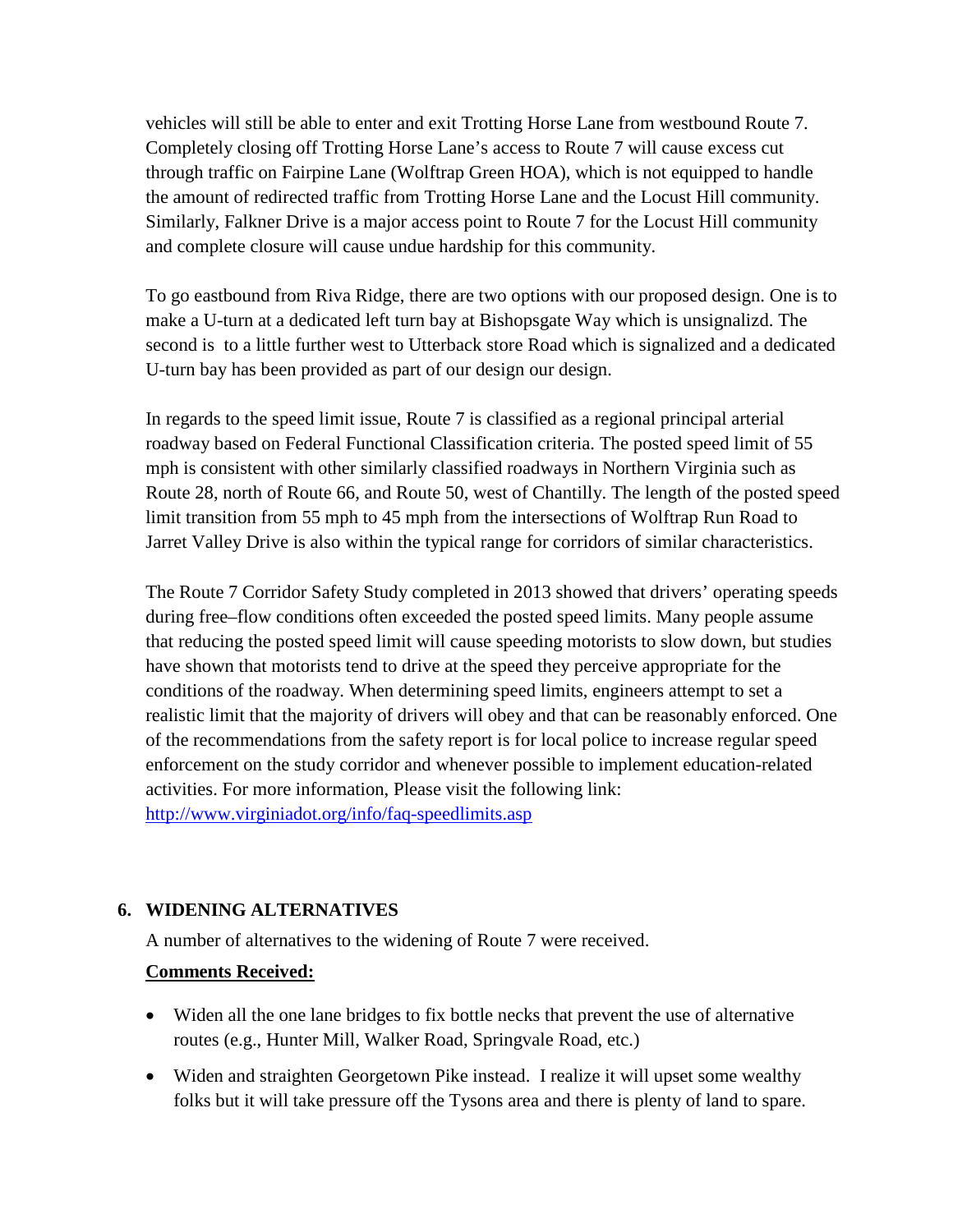vehicles will still be able to enter and exit Trotting Horse Lane from westbound Route 7. Completely closing off Trotting Horse Lane's access to Route 7 will cause excess cut through traffic on Fairpine Lane (Wolftrap Green HOA), which is not equipped to handle the amount of redirected traffic from Trotting Horse Lane and the Locust Hill community. Similarly, Falkner Drive is a major access point to Route 7 for the Locust Hill community and complete closure will cause undue hardship for this community.

To go eastbound from Riva Ridge, there are two options with our proposed design. One is to make a U-turn at a dedicated left turn bay at Bishopsgate Way which is unsignalizd. The second is  to a little further west to Utterback store Road which is signalized and a dedicated U-turn bay has been provided as part of our design our design.

In regards to the speed limit issue, Route 7 is classified as a regional principal arterial roadway based on Federal Functional Classification criteria. The posted speed limit of 55 mph is consistent with other similarly classified roadways in Northern Virginia such as Route 28, north of Route 66, and Route 50, west of Chantilly. The length of the posted speed limit transition from 55 mph to 45 mph from the intersections of Wolftrap Run Road to Jarret Valley Drive is also within the typical range for corridors of similar characteristics.

The Route 7 Corridor Safety Study completed in 2013 showed that drivers' operating speeds during free–flow conditions often exceeded the posted speed limits. Many people assume that reducing the posted speed limit will cause speeding motorists to slow down, but studies have shown that motorists tend to drive at the speed they perceive appropriate for the conditions of the roadway. When determining speed limits, engineers attempt to set a realistic limit that the majority of drivers will obey and that can be reasonably enforced. One of the recommendations from the safety report is for local police to increase regular speed enforcement on the study corridor and whenever possible to implement education-related activities. For more information, Please visit the following link: [http://www.virginiadot.org/info/faq-speedlimits.asp](http://www.virginiadot.org/info/faq-speedlimits.asp)

## 6. WIDENING ALTERNATIVES

A number of alternatives to the widening of Route 7 were received.

**Comments Received:**

- Widen all the one lane bridges to fix bottle necks that prevent the use of alternative routes (e.g., Hunter Mill, Walker Road, Springvale Road, etc.)
- Widen and straighten Georgetown Pike instead.  I realize it will upset some wealthy folks but it will take pressure off the Tysons area and there is plenty of land to spare.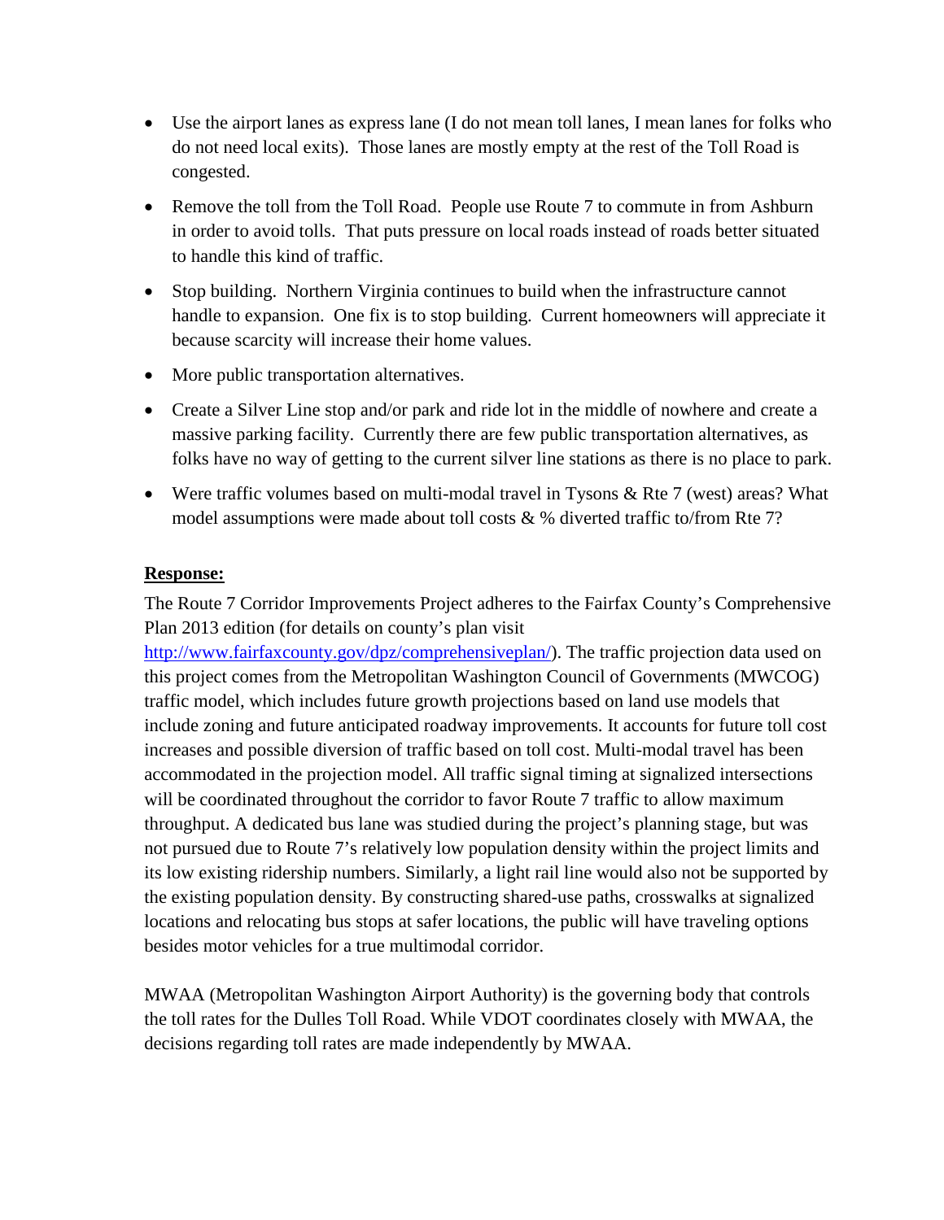- Use the airport lanes as express lane (I do not mean toll lanes, I mean lanes for folks who do not need local exits). Those lanes are mostly empty at the rest of the Toll Road is congested.
- Remove the toll from the Toll Road. People use Route 7 to commute in from Ashburn in order to avoid tolls. That puts pressure on local roads instead of roads better situated to handle this kind of traffic.
- Stop building. Northern Virginia continues to build when the infrastructure cannot handle to expansion. One fix is to stop building. Current homeowners will appreciate it because scarcity will increase their home values.
- More public transportation alternatives.
- Create a Silver Line stop and/or park and ride lot in the middle of nowhere and create a massive parking facility. Currently there are few public transportation alternatives, as folks have no way of getting to the current silver line stations as there is no place to park.
- Were traffic volumes based on multi-modal travel in Tysons & Rte 7 (west) areas? What model assumptions were made about toll costs & % diverted traffic to/from Rte 7?

**Response:**

The Route 7 Corridor Improvements Project adheres to the Fairfax County's Comprehensive Plan 2013 edition (for details on county's plan visit http://www.fairfaxcounty.gov/dpz/comprehensiveplan/). The traffic projection data used on this project comes from the Metropolitan Washington Council of Governments (MWCOG) traffic model, which includes future growth projections based on land use models that include zoning and future anticipated roadway improvements. It accounts for future toll cost increases and possible diversion of traffic based on toll cost. Multi-modal travel has been accommodated in the projection model. All traffic signal timing at signalized intersections will be coordinated throughout the corridor to favor Route 7 traffic to allow maximum throughput. A dedicated bus lane was studied during the project's planning stage, but was not pursued due to Route 7's relatively low population density within the project limits and its low existing ridership numbers. Similarly, a light rail line would also not be supported by the existing population density. By constructing shared-use paths, crosswalks at signalized locations and relocating bus stops at safer locations, the public will have traveling options besides motor vehicles for a true multimodal corridor.

MWAA (Metropolitan Washington Airport Authority) is the governing body that controls the toll rates for the Dulles Toll Road. While VDOT coordinates closely with MWAA, the decisions regarding toll rates are made independently by MWAA.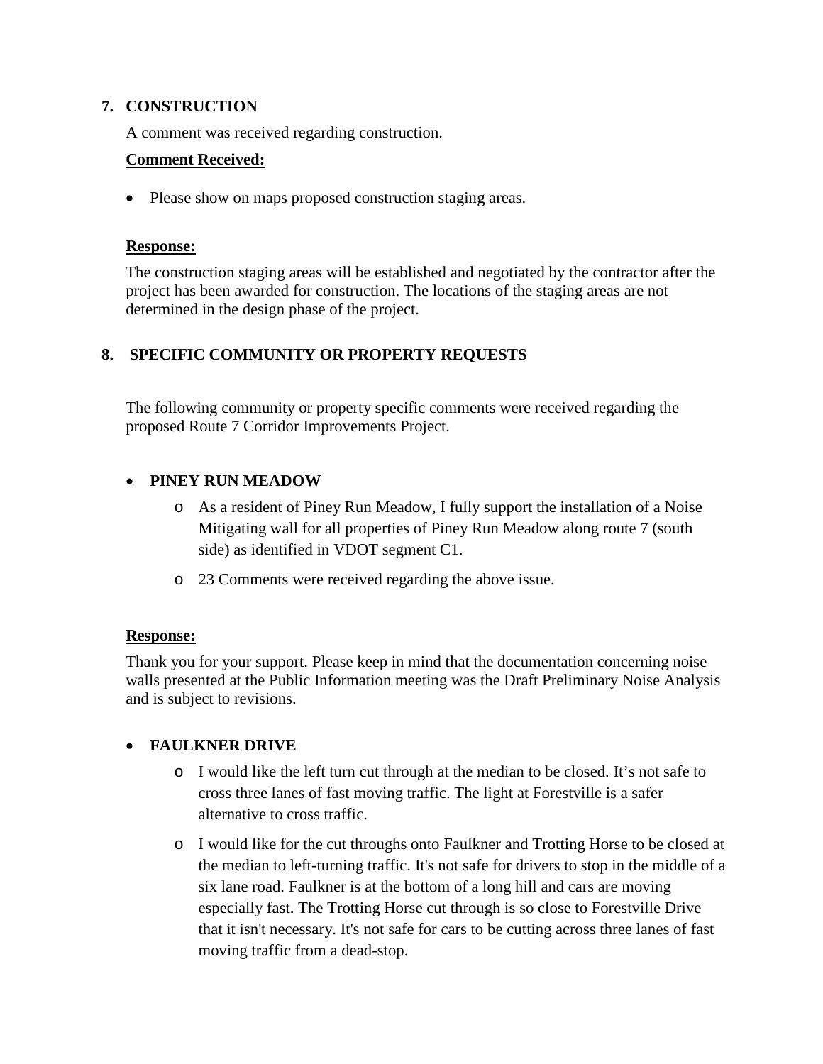## 7. CONSTRUCTION

A comment was received regarding construction.

**Comment Received:**

- Please show on maps proposed construction staging areas.

**Response:**

The construction staging areas will be established and negotiated by the contractor after the project has been awarded for construction. The locations of the staging areas are not determined in the design phase of the project.

## 8. SPECIFIC COMMUNITY OR PROPERTY REQUESTS

The following community or property specific comments were received regarding the proposed Route 7 Corridor Improvements Project.

- **PINEY RUN MEADOW**
  - As a resident of Piney Run Meadow, I fully support the installation of a Noise Mitigating wall for all properties of Piney Run Meadow along route 7 (south side) as identified in VDOT segment C1.
  - 23 Comments were received regarding the above issue.

**Response:**

Thank you for your support. Please keep in mind that the documentation concerning noise walls presented at the Public Information meeting was the Draft Preliminary Noise Analysis and is subject to revisions.

- **FAULKNER DRIVE**
  - I would like the left turn cut through at the median to be closed. It's not safe to cross three lanes of fast moving traffic. The light at Forestville is a safer alternative to cross traffic.
  - I would like for the cut throughs onto Faulkner and Trotting Horse to be closed at the median to left-turning traffic. It's not safe for drivers to stop in the middle of a six lane road. Faulkner is at the bottom of a long hill and cars are moving especially fast. The Trotting Horse cut through is so close to Forestville Drive that it isn't necessary. It's not safe for cars to be cutting across three lanes of fast moving traffic from a dead-stop.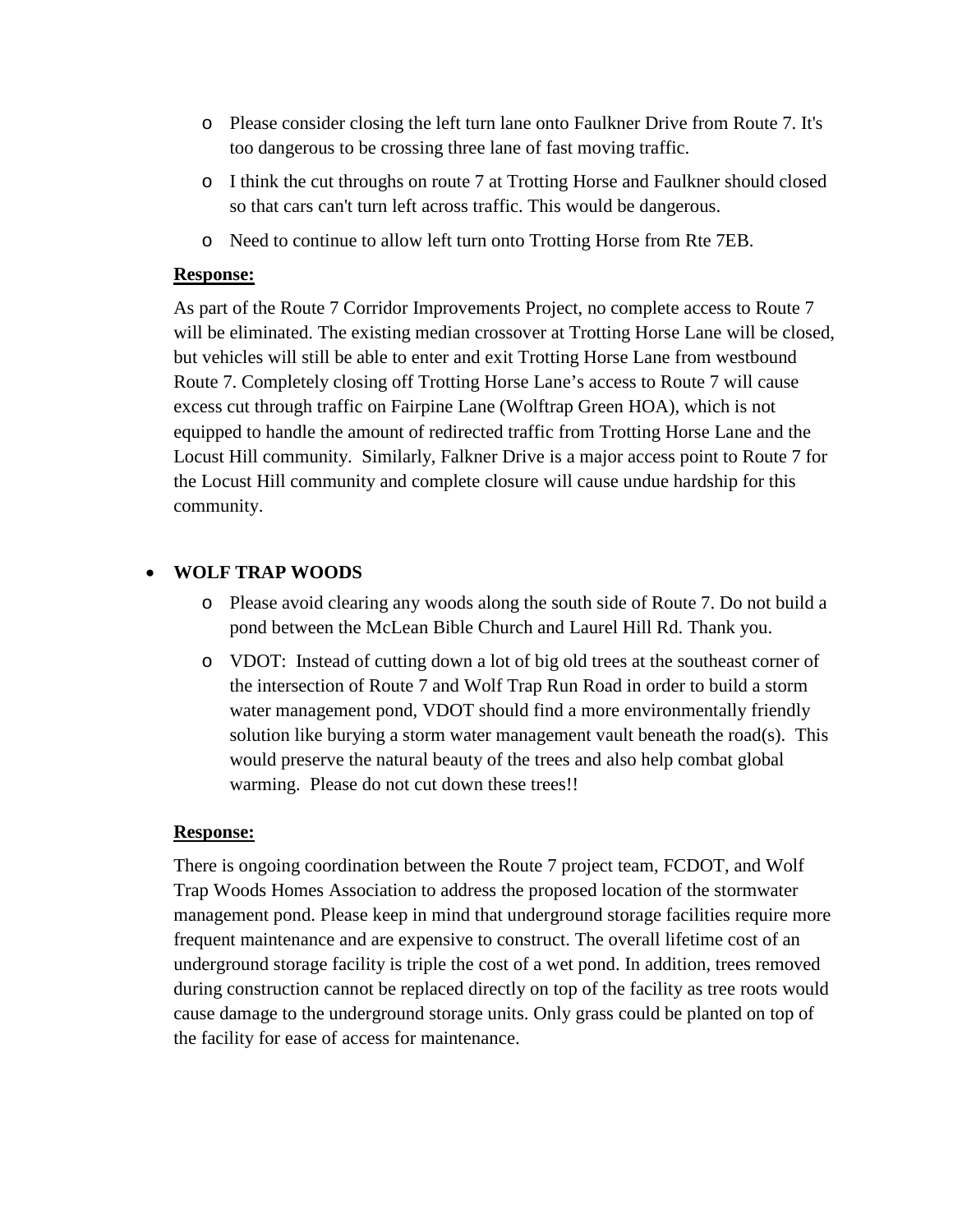- Please consider closing the left turn lane onto Faulkner Drive from Route 7. It's too dangerous to be crossing three lane of fast moving traffic.
- I think the cut throughs on route 7 at Trotting Horse and Faulkner should closed so that cars can't turn left across traffic. This would be dangerous.
- Need to continue to allow left turn onto Trotting Horse from Rte 7EB.

**Response:**

As part of the Route 7 Corridor Improvements Project, no complete access to Route 7 will be eliminated. The existing median crossover at Trotting Horse Lane will be closed, but vehicles will still be able to enter and exit Trotting Horse Lane from westbound Route 7. Completely closing off Trotting Horse Lane's access to Route 7 will cause excess cut through traffic on Fairpine Lane (Wolftrap Green HOA), which is not equipped to handle the amount of redirected traffic from Trotting Horse Lane and the Locust Hill community. Similarly, Falkner Drive is a major access point to Route 7 for the Locust Hill community and complete closure will cause undue hardship for this community.

- **WOLF TRAP WOODS**
  - Please avoid clearing any woods along the south side of Route 7. Do not build a pond between the McLean Bible Church and Laurel Hill Rd. Thank you.
  - VDOT: Instead of cutting down a lot of big old trees at the southeast corner of the intersection of Route 7 and Wolf Trap Run Road in order to build a storm water management pond, VDOT should find a more environmentally friendly solution like burying a storm water management vault beneath the road(s). This would preserve the natural beauty of the trees and also help combat global warming. Please do not cut down these trees!!

**Response:**

There is ongoing coordination between the Route 7 project team, FCDOT, and Wolf Trap Woods Homes Association to address the proposed location of the stormwater management pond. Please keep in mind that underground storage facilities require more frequent maintenance and are expensive to construct. The overall lifetime cost of an underground storage facility is triple the cost of a wet pond. In addition, trees removed during construction cannot be replaced directly on top of the facility as tree roots would cause damage to the underground storage units. Only grass could be planted on top of the facility for ease of access for maintenance.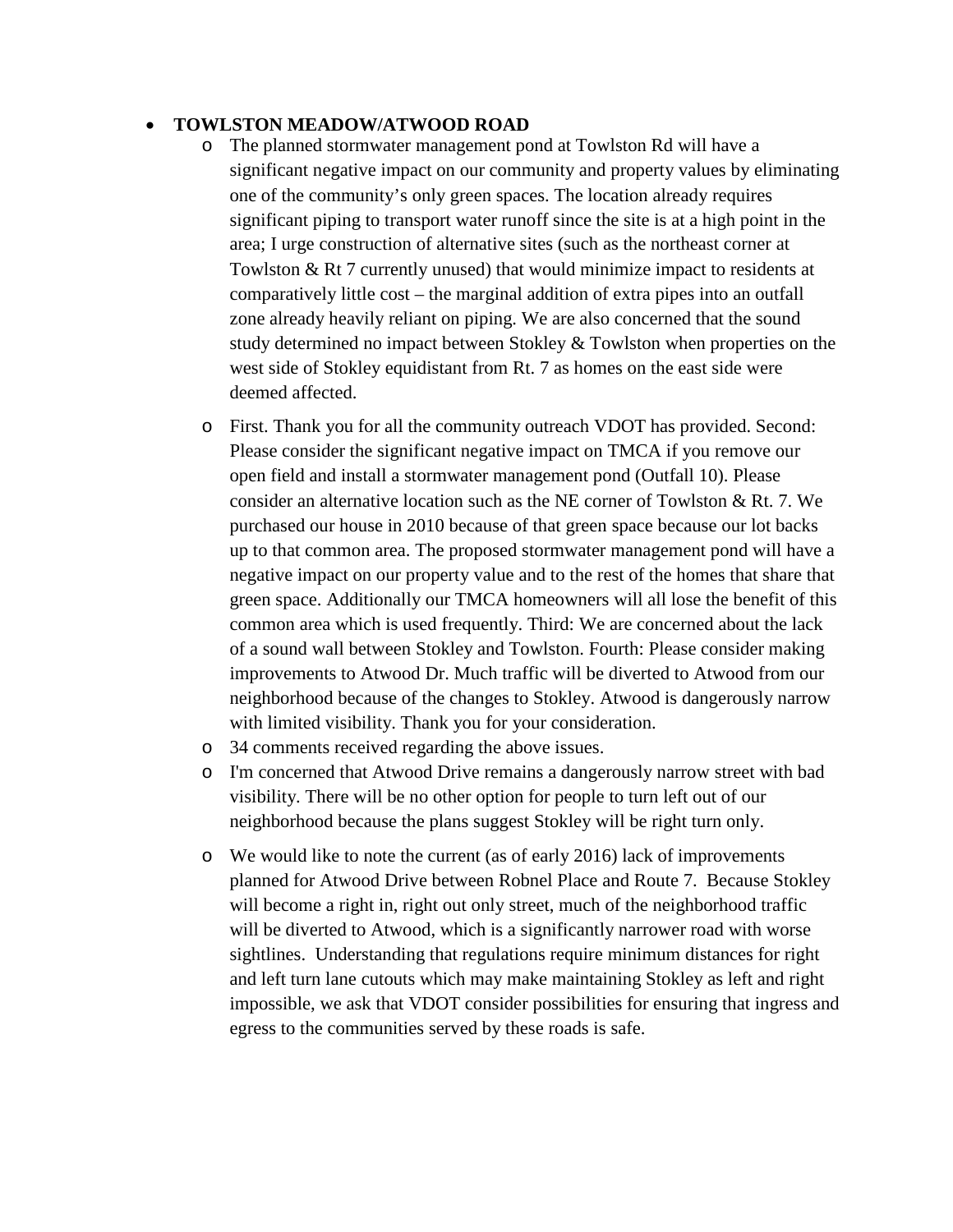- **TOWLSTON MEADOW/ATWOOD ROAD**
  - The planned stormwater management pond at Towlston Rd will have a significant negative impact on our community and property values by eliminating one of the community's only green spaces. The location already requires significant piping to transport water runoff since the site is at a high point in the area; I urge construction of alternative sites (such as the northeast corner at Towlston & Rt 7 currently unused) that would minimize impact to residents at comparatively little cost – the marginal addition of extra pipes into an outfall zone already heavily reliant on piping. We are also concerned that the sound study determined no impact between Stokley & Towlston when properties on the west side of Stokley equidistant from Rt. 7 as homes on the east side were deemed affected.
  - First. Thank you for all the community outreach VDOT has provided. Second: Please consider the significant negative impact on TMCA if you remove our open field and install a stormwater management pond (Outfall 10). Please consider an alternative location such as the NE corner of Towlston & Rt. 7. We purchased our house in 2010 because of that green space because our lot backs up to that common area. The proposed stormwater management pond will have a negative impact on our property value and to the rest of the homes that share that green space. Additionally our TMCA homeowners will all lose the benefit of this common area which is used frequently. Third: We are concerned about the lack of a sound wall between Stokley and Towlston. Fourth: Please consider making improvements to Atwood Dr. Much traffic will be diverted to Atwood from our neighborhood because of the changes to Stokley. Atwood is dangerously narrow with limited visibility. Thank you for your consideration.
  - 34 comments received regarding the above issues.
  - I'm concerned that Atwood Drive remains a dangerously narrow street with bad visibility. There will be no other option for people to turn left out of our neighborhood because the plans suggest Stokley will be right turn only.
  - We would like to note the current (as of early 2016) lack of improvements planned for Atwood Drive between Robnel Place and Route 7. Because Stokley will become a right in, right out only street, much of the neighborhood traffic will be diverted to Atwood, which is a significantly narrower road with worse sightlines. Understanding that regulations require minimum distances for right and left turn lane cutouts which may make maintaining Stokley as left and right impossible, we ask that VDOT consider possibilities for ensuring that ingress and egress to the communities served by these roads is safe.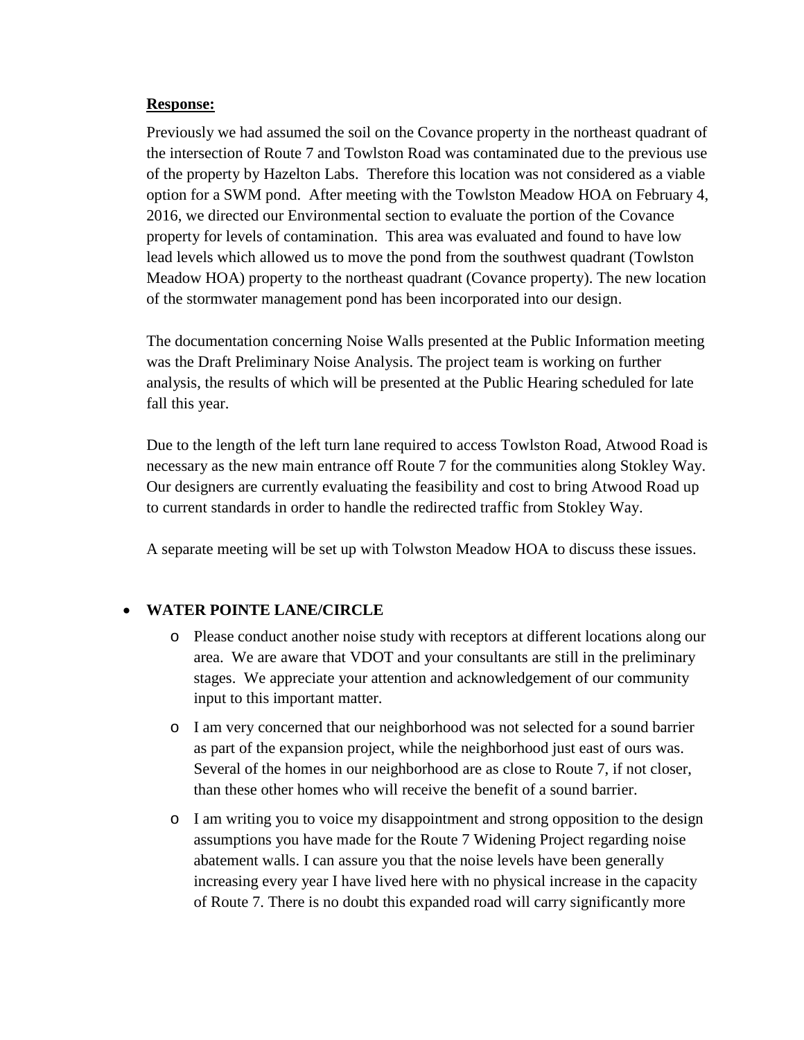**Response:**

Previously we had assumed the soil on the Covance property in the northeast quadrant of the intersection of Route 7 and Towlston Road was contaminated due to the previous use of the property by Hazelton Labs. Therefore this location was not considered as a viable option for a SWM pond. After meeting with the Towlston Meadow HOA on February 4, 2016, we directed our Environmental section to evaluate the portion of the Covance property for levels of contamination. This area was evaluated and found to have low lead levels which allowed us to move the pond from the southwest quadrant (Towlston Meadow HOA) property to the northeast quadrant (Covance property). The new location of the stormwater management pond has been incorporated into our design.

The documentation concerning Noise Walls presented at the Public Information meeting was the Draft Preliminary Noise Analysis. The project team is working on further analysis, the results of which will be presented at the Public Hearing scheduled for late fall this year.

Due to the length of the left turn lane required to access Towlston Road, Atwood Road is necessary as the new main entrance off Route 7 for the communities along Stokley Way. Our designers are currently evaluating the feasibility and cost to bring Atwood Road up to current standards in order to handle the redirected traffic from Stokley Way.

A separate meeting will be set up with Tolwston Meadow HOA to discuss these issues.

- **WATER POINTE LANE/CIRCLE**
  - Please conduct another noise study with receptors at different locations along our area. We are aware that VDOT and your consultants are still in the preliminary stages. We appreciate your attention and acknowledgement of our community input to this important matter.
  - I am very concerned that our neighborhood was not selected for a sound barrier as part of the expansion project, while the neighborhood just east of ours was. Several of the homes in our neighborhood are as close to Route 7, if not closer, than these other homes who will receive the benefit of a sound barrier.
  - I am writing you to voice my disappointment and strong opposition to the design assumptions you have made for the Route 7 Widening Project regarding noise abatement walls. I can assure you that the noise levels have been generally increasing every year I have lived here with no physical increase in the capacity of Route 7. There is no doubt this expanded road will carry significantly more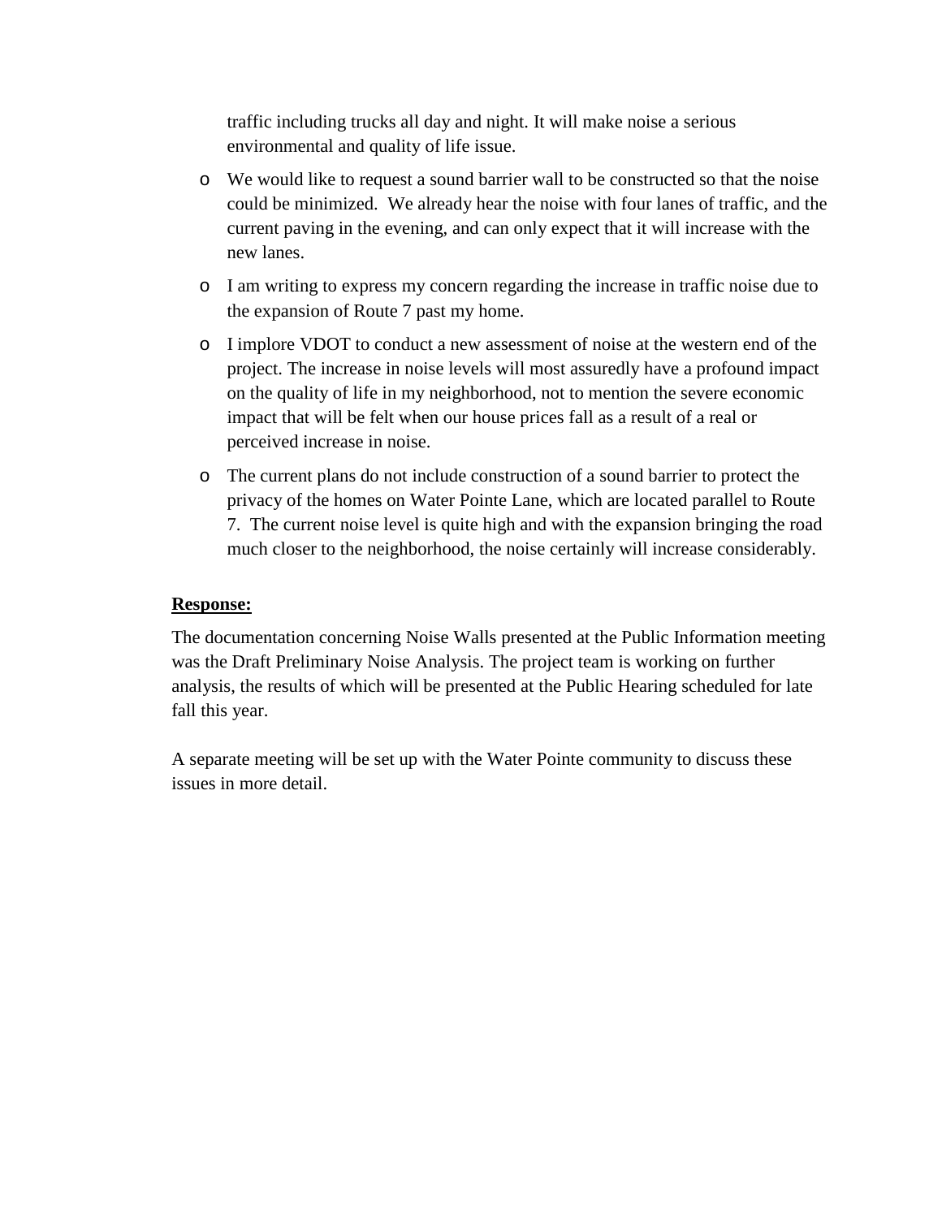traffic including trucks all day and night. It will make noise a serious environmental and quality of life issue.

- We would like to request a sound barrier wall to be constructed so that the noise could be minimized. We already hear the noise with four lanes of traffic, and the current paving in the evening, and can only expect that it will increase with the new lanes.
- I am writing to express my concern regarding the increase in traffic noise due to the expansion of Route 7 past my home.
- I implore VDOT to conduct a new assessment of noise at the western end of the project. The increase in noise levels will most assuredly have a profound impact on the quality of life in my neighborhood, not to mention the severe economic impact that will be felt when our house prices fall as a result of a real or perceived increase in noise.
- The current plans do not include construction of a sound barrier to protect the privacy of the homes on Water Pointe Lane, which are located parallel to Route 7. The current noise level is quite high and with the expansion bringing the road much closer to the neighborhood, the noise certainly will increase considerably.

**Response:**

The documentation concerning Noise Walls presented at the Public Information meeting was the Draft Preliminary Noise Analysis. The project team is working on further analysis, the results of which will be presented at the Public Hearing scheduled for late fall this year.

A separate meeting will be set up with the Water Pointe community to discuss these issues in more detail.